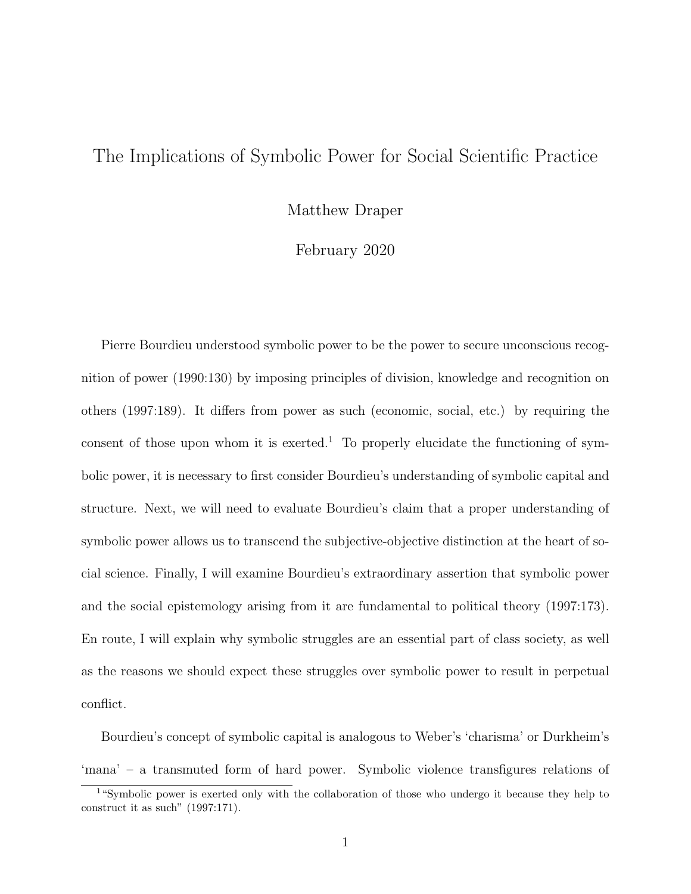# The Implications of Symbolic Power for Social Scientific Practice

Matthew Draper

February 2020

Pierre Bourdieu understood symbolic power to be the power to secure unconscious recognition of power (1990:130) by imposing principles of division, knowledge and recognition on others (1997:189). It differs from power as such (economic, social, etc.) by requiring the consent of those upon whom it is exerted.[1] To properly elucidate the functioning of symbolic power, it is necessary to first consider Bourdieu's understanding of symbolic capital and structure. Next, we will need to evaluate Bourdieu's claim that a proper understanding of symbolic power allows us to transcend the subjective-objective distinction at the heart of social science. Finally, I will examine Bourdieu's extraordinary assertion that symbolic power and the social epistemology arising from it are fundamental to political theory (1997:173). En route, I will explain why symbolic struggles are an essential part of class society, as well as the reasons we should expect these struggles over symbolic power to result in perpetual conflict.

Bourdieu's concept of symbolic capital is analogous to Weber's 'charisma' or Durkheim's 'mana' – a transmuted form of hard power. Symbolic violence transfigures relations of

[1] "Symbolic power is exerted only with the collaboration of those who undergo it because they help to construct it as such" (1997:171).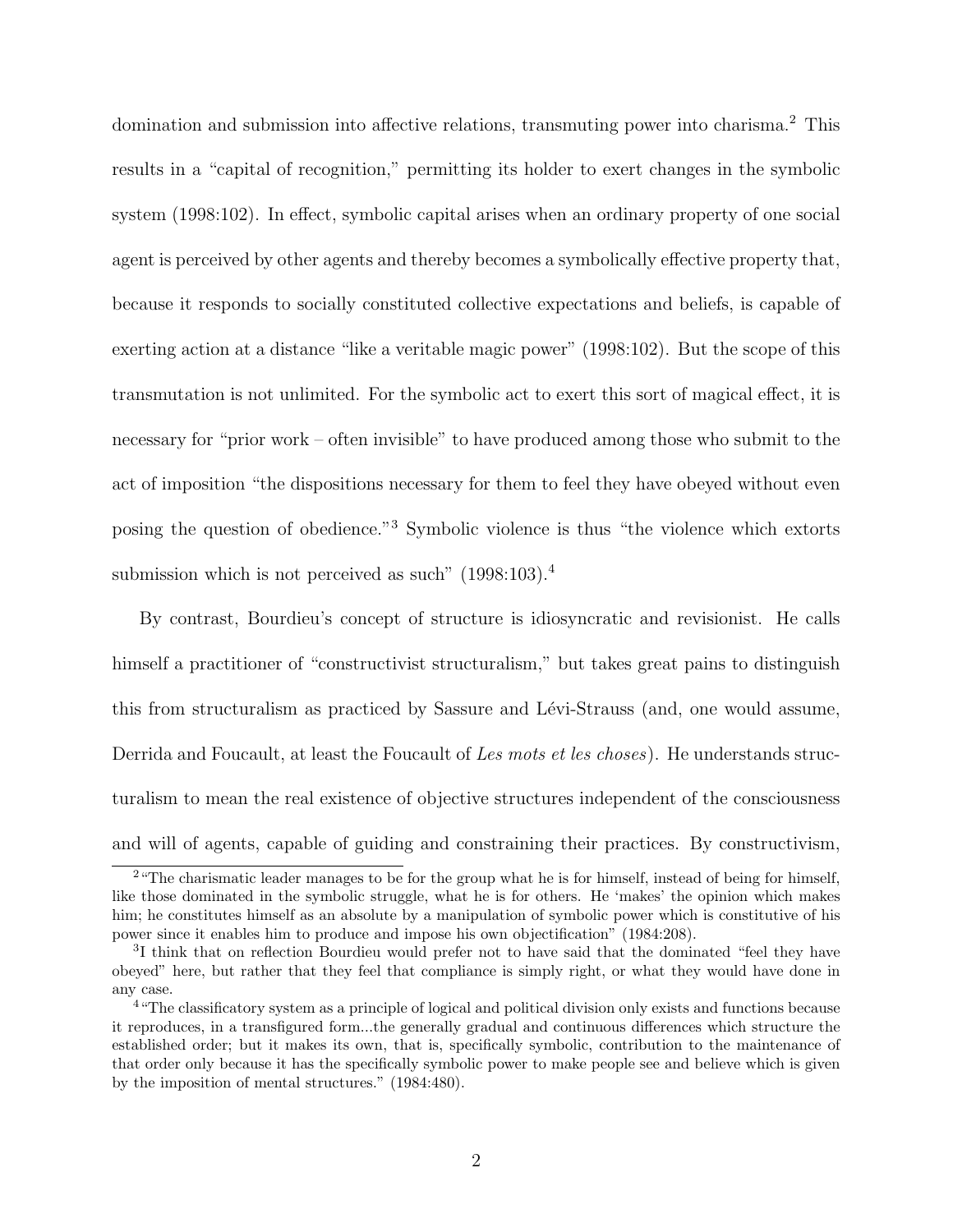domination and submission into affective relations, transmuting power into charisma.[2] This results in a "capital of recognition," permitting its holder to exert changes in the symbolic system (1998:102). In effect, symbolic capital arises when an ordinary property of one social agent is perceived by other agents and thereby becomes a symbolically effective property that, because it responds to socially constituted collective expectations and beliefs, is capable of exerting action at a distance "like a veritable magic power" (1998:102). But the scope of this transmutation is not unlimited. For the symbolic act to exert this sort of magical effect, it is necessary for "prior work – often invisible" to have produced among those who submit to the act of imposition "the dispositions necessary for them to feel they have obeyed without even posing the question of obedience."[3] Symbolic violence is thus "the violence which extorts submission which is not perceived as such" (1998:103).[4]

By contrast, Bourdieu's concept of structure is idiosyncratic and revisionist. He calls himself a practitioner of "constructivist structuralism," but takes great pains to distinguish this from structuralism as practiced by Sassure and Lévi-Strauss (and, one would assume, Derrida and Foucault, at least the Foucault of *Les mots et les choses*). He understands structuralism to mean the real existence of objective structures independent of the consciousness and will of agents, capable of guiding and constraining their practices. By constructivism,

---

[2] "The charismatic leader manages to be for the group what he is for himself, instead of being for himself, like those dominated in the symbolic struggle, what he is for others. He 'makes' the opinion which makes him; he constitutes himself as an absolute by a manipulation of symbolic power which is constitutive of his power since it enables him to produce and impose his own objectification" (1984:208).

[3] I think that on reflection Bourdieu would prefer not to have said that the dominated "feel they have obeyed" here, but rather that they feel that compliance is simply right, or what they would have done in any case.

[4] "The classificatory system as a principle of logical and political division only exists and functions because it reproduces, in a transfigured form...the generally gradual and continuous differences which structure the established order; but it makes its own, that is, specifically symbolic, contribution to the maintenance of that order only because it has the specifically symbolic power to make people see and believe which is given by the imposition of mental structures." (1984:480).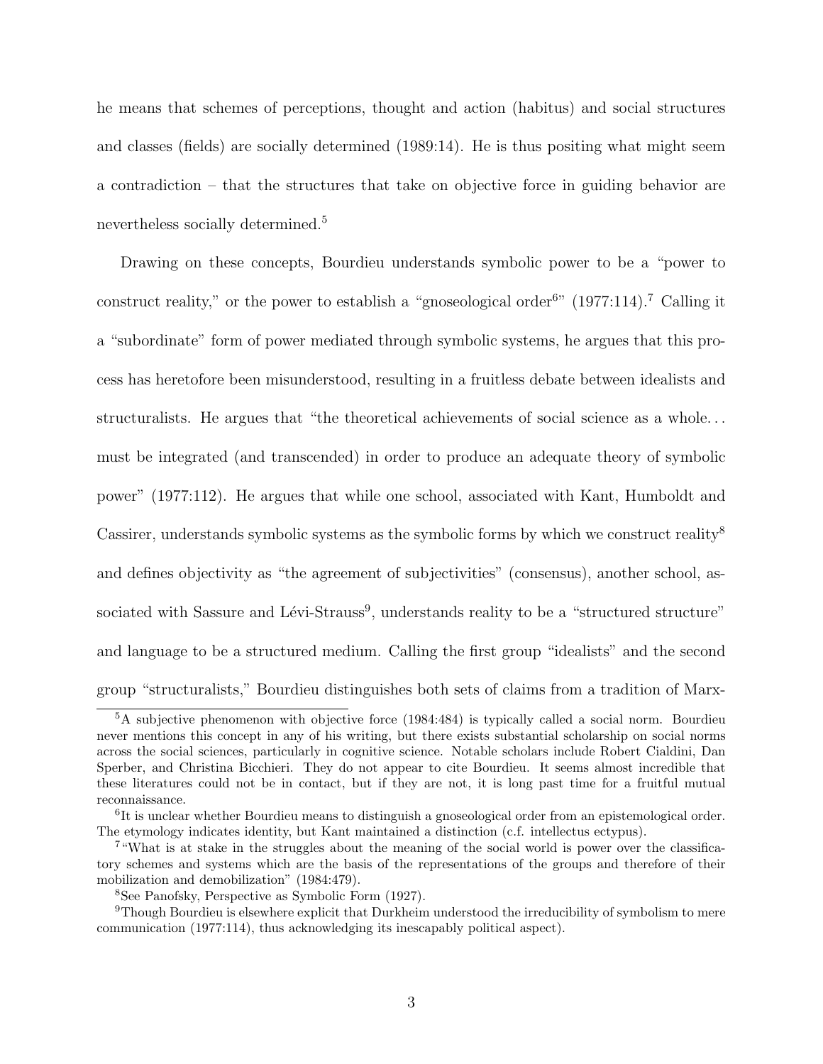he means that schemes of perceptions, thought and action (habitus) and social structures and classes (fields) are socially determined (1989:14). He is thus positing what might seem a contradiction – that the structures that take on objective force in guiding behavior are nevertheless socially determined.[5]

Drawing on these concepts, Bourdieu understands symbolic power to be a "power to construct reality," or the power to establish a "gnoseological order[6]" (1977:114).[7] Calling it a "subordinate" form of power mediated through symbolic systems, he argues that this process has heretofore been misunderstood, resulting in a fruitless debate between idealists and structuralists. He argues that "the theoretical achievements of social science as a whole... must be integrated (and transcended) in order to produce an adequate theory of symbolic power" (1977:112). He argues that while one school, associated with Kant, Humboldt and Cassirer, understands symbolic systems as the symbolic forms by which we construct reality[8] and defines objectivity as "the agreement of subjectivities" (consensus), another school, associated with Sassure and Lévi-Strauss[9], understands reality to be a "structured structure" and language to be a structured medium. Calling the first group "idealists" and the second group "structuralists," Bourdieu distinguishes both sets of claims from a tradition of Marx-

[5] A subjective phenomenon with objective force (1984:484) is typically called a social norm. Bourdieu never mentions this concept in any of his writing, but there exists substantial scholarship on social norms across the social sciences, particularly in cognitive science. Notable scholars include Robert Cialdini, Dan Sperber, and Christina Bicchieri. They do not appear to cite Bourdieu. It seems almost incredible that these literatures could not be in contact, but if they are not, it is long past time for a fruitful mutual reconnaissance.

[6] It is unclear whether Bourdieu means to distinguish a gnoseological order from an epistemological order. The etymology indicates identity, but Kant maintained a distinction (c.f. intellectus ectypus).

[7] "What is at stake in the struggles about the meaning of the social world is power over the classificatory schemes and systems which are the basis of the representations of the groups and therefore of their mobilization and demobilization" (1984:479).

[8] See Panofsky, Perspective as Symbolic Form (1927).

[9] Though Bourdieu is elsewhere explicit that Durkheim understood the irreducibility of symbolism to mere communication (1977:114), thus acknowledging its inescapably political aspect).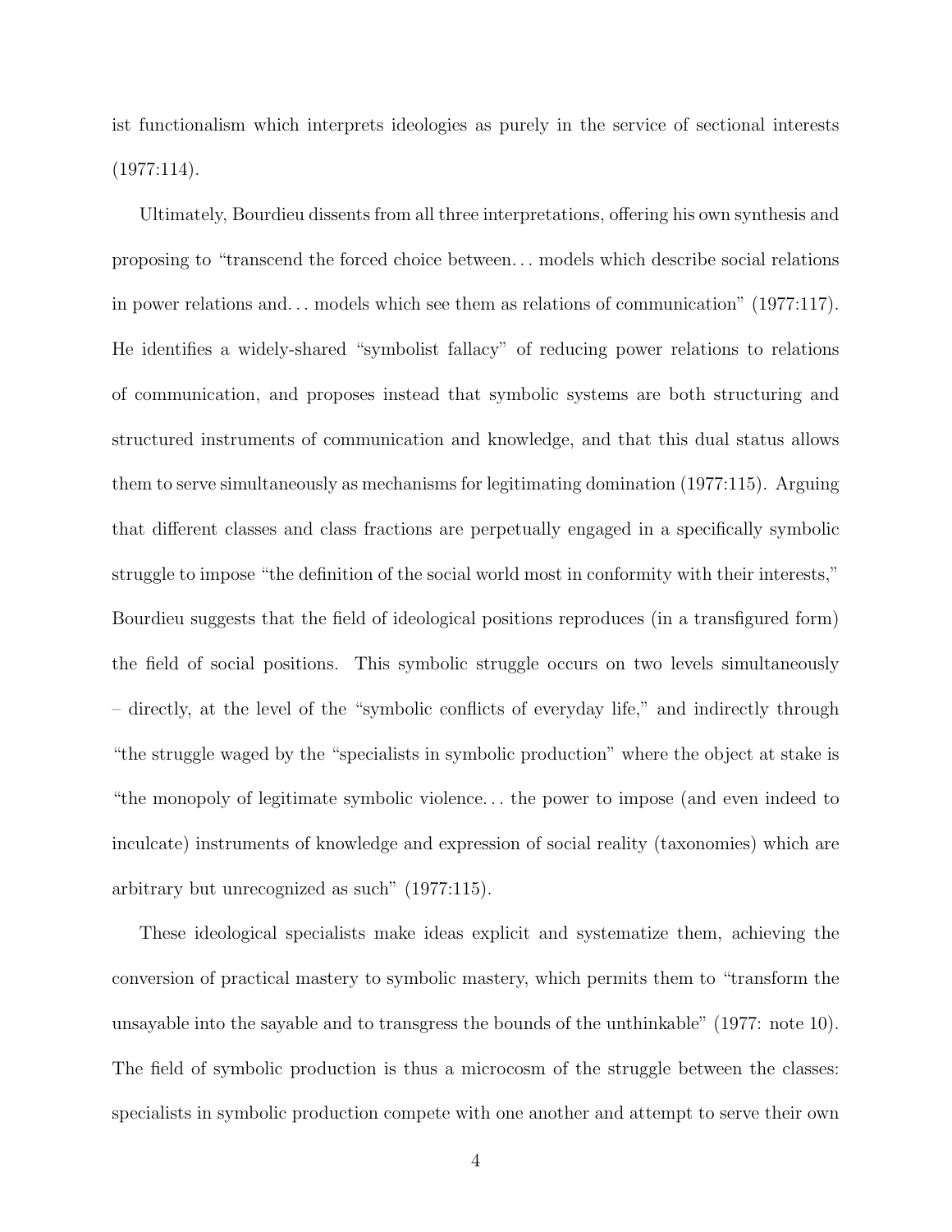ist functionalism which interprets ideologies as purely in the service of sectional interests (1977:114).

Ultimately, Bourdieu dissents from all three interpretations, offering his own synthesis and proposing to "transcend the forced choice between… models which describe social relations in power relations and… models which see them as relations of communication" (1977:117). He identifies a widely-shared "symbolist fallacy" of reducing power relations to relations of communication, and proposes instead that symbolic systems are both structuring and structured instruments of communication and knowledge, and that this dual status allows them to serve simultaneously as mechanisms for legitimating domination (1977:115). Arguing that different classes and class fractions are perpetually engaged in a specifically symbolic struggle to impose "the definition of the social world most in conformity with their interests," Bourdieu suggests that the field of ideological positions reproduces (in a transfigured form) the field of social positions. This symbolic struggle occurs on two levels simultaneously – directly, at the level of the "symbolic conflicts of everyday life," and indirectly through "the struggle waged by the "specialists in symbolic production" where the object at stake is "the monopoly of legitimate symbolic violence… the power to impose (and even indeed to inculcate) instruments of knowledge and expression of social reality (taxonomies) which are arbitrary but unrecognized as such" (1977:115).

These ideological specialists make ideas explicit and systematize them, achieving the conversion of practical mastery to symbolic mastery, which permits them to "transform the unsayable into the sayable and to transgress the bounds of the unthinkable" (1977: note 10). The field of symbolic production is thus a microcosm of the struggle between the classes: specialists in symbolic production compete with one another and attempt to serve their own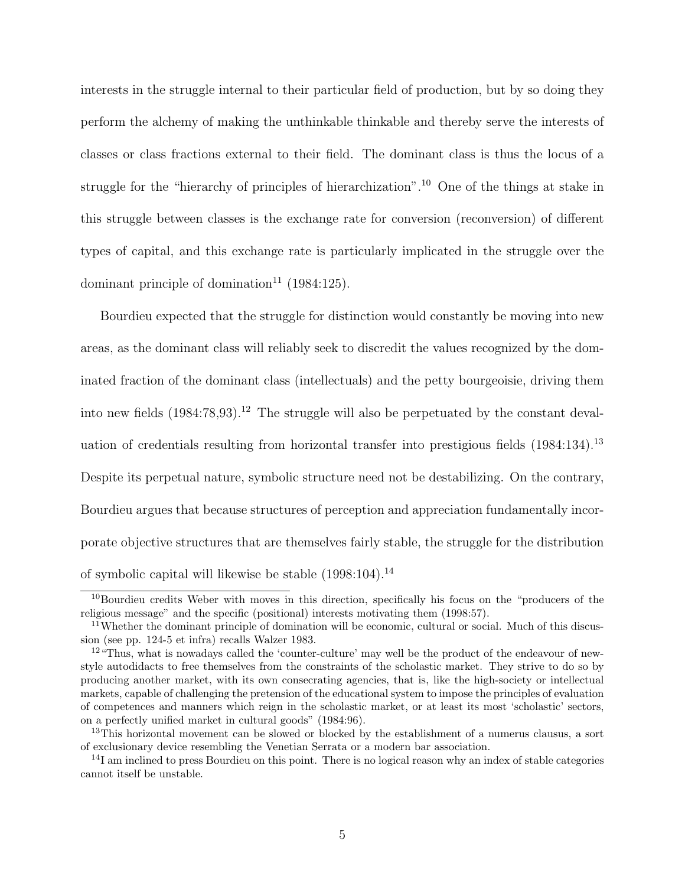interests in the struggle internal to their particular field of production, but by so doing they perform the alchemy of making the unthinkable thinkable and thereby serve the interests of classes or class fractions external to their field. The dominant class is thus the locus of a struggle for the "hierarchy of principles of hierarchization".[10] One of the things at stake in this struggle between classes is the exchange rate for conversion (reconversion) of different types of capital, and this exchange rate is particularly implicated in the struggle over the dominant principle of domination[11] (1984:125).

Bourdieu expected that the struggle for distinction would constantly be moving into new areas, as the dominant class will reliably seek to discredit the values recognized by the dominated fraction of the dominant class (intellectuals) and the petty bourgeoisie, driving them into new fields (1984:78,93).[12] The struggle will also be perpetuated by the constant devaluation of credentials resulting from horizontal transfer into prestigious fields (1984:134).[13] Despite its perpetual nature, symbolic structure need not be destabilizing. On the contrary, Bourdieu argues that because structures of perception and appreciation fundamentally incorporate objective structures that are themselves fairly stable, the struggle for the distribution of symbolic capital will likewise be stable (1998:104).[14]

---

[10] Bourdieu credits Weber with moves in this direction, specifically his focus on the "producers of the religious message" and the specific (positional) interests motivating them (1998:57).

[11] Whether the dominant principle of domination will be economic, cultural or social. Much of this discussion (see pp. 124-5 et infra) recalls Walzer 1983.

[12] "Thus, what is nowadays called the 'counter-culture' may well be the product of the endeavour of new-style autodidacts to free themselves from the constraints of the scholastic market. They strive to do so by producing another market, with its own consecrating agencies, that is, like the high-society or intellectual markets, capable of challenging the pretension of the educational system to impose the principles of evaluation of competences and manners which reign in the scholastic market, or at least its most 'scholastic' sectors, on a perfectly unified market in cultural goods" (1984:96).

[13] This horizontal movement can be slowed or blocked by the establishment of a numerus clausus, a sort of exclusionary device resembling the Venetian Serrata or a modern bar association.

[14] I am inclined to press Bourdieu on this point. There is no logical reason why an index of stable categories cannot itself be unstable.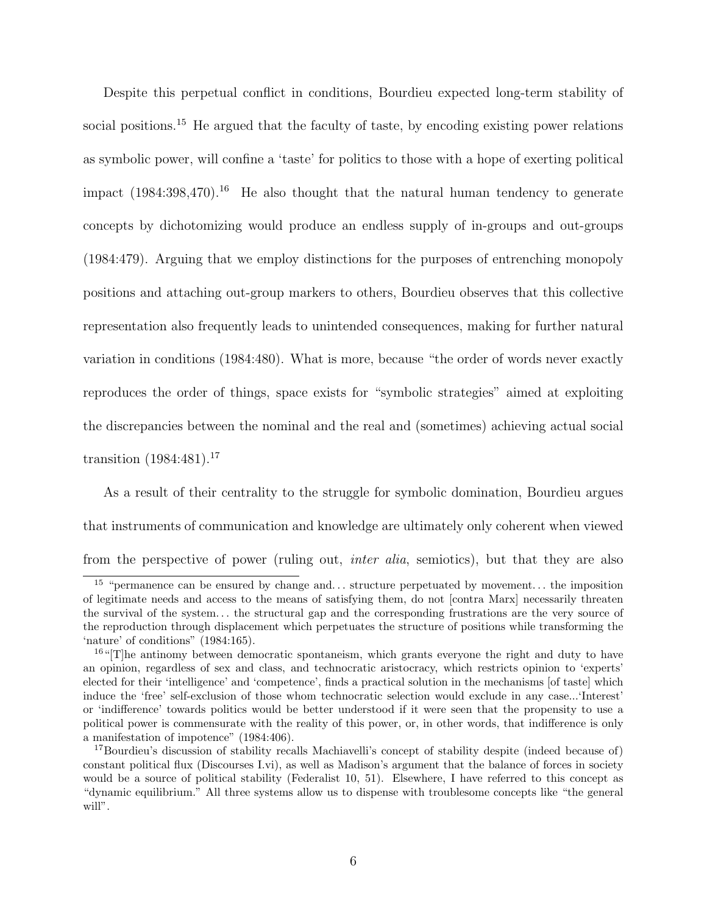Despite this perpetual conflict in conditions, Bourdieu expected long-term stability of social positions.[15] He argued that the faculty of taste, by encoding existing power relations as symbolic power, will confine a 'taste' for politics to those with a hope of exerting political impact (1984:398,470).[16] He also thought that the natural human tendency to generate concepts by dichotomizing would produce an endless supply of in-groups and out-groups (1984:479). Arguing that we employ distinctions for the purposes of entrenching monopoly positions and attaching out-group markers to others, Bourdieu observes that this collective representation also frequently leads to unintended consequences, making for further natural variation in conditions (1984:480). What is more, because "the order of words never exactly reproduces the order of things, space exists for "symbolic strategies" aimed at exploiting the discrepancies between the nominal and the real and (sometimes) achieving actual social transition (1984:481).[17]

As a result of their centrality to the struggle for symbolic domination, Bourdieu argues that instruments of communication and knowledge are ultimately only coherent when viewed from the perspective of power (ruling out, *inter alia*, semiotics), but that they are also

---

[15] "permanence can be ensured by change and… structure perpetuated by movement… the imposition of legitimate needs and access to the means of satisfying them, do not [contra Marx] necessarily threaten the survival of the system… the structural gap and the corresponding frustrations are the very source of the reproduction through displacement which perpetuates the structure of positions while transforming the 'nature' of conditions" (1984:165).

[16] "[T]he antinomy between democratic spontaneism, which grants everyone the right and duty to have an opinion, regardless of sex and class, and technocratic aristocracy, which restricts opinion to 'experts' elected for their 'intelligence' and 'competence', finds a practical solution in the mechanisms [of taste] which induce the 'free' self-exclusion of those whom technocratic selection would exclude in any case...'Interest' or 'indifference' towards politics would be better understood if it were seen that the propensity to use a political power is commensurate with the reality of this power, or, in other words, that indifference is only a manifestation of impotence" (1984:406).

[17] Bourdieu's discussion of stability recalls Machiavelli's concept of stability despite (indeed because of) constant political flux (Discourses I.vi), as well as Madison's argument that the balance of forces in society would be a source of political stability (Federalist 10, 51). Elsewhere, I have referred to this concept as "dynamic equilibrium." All three systems allow us to dispense with troublesome concepts like "the general will".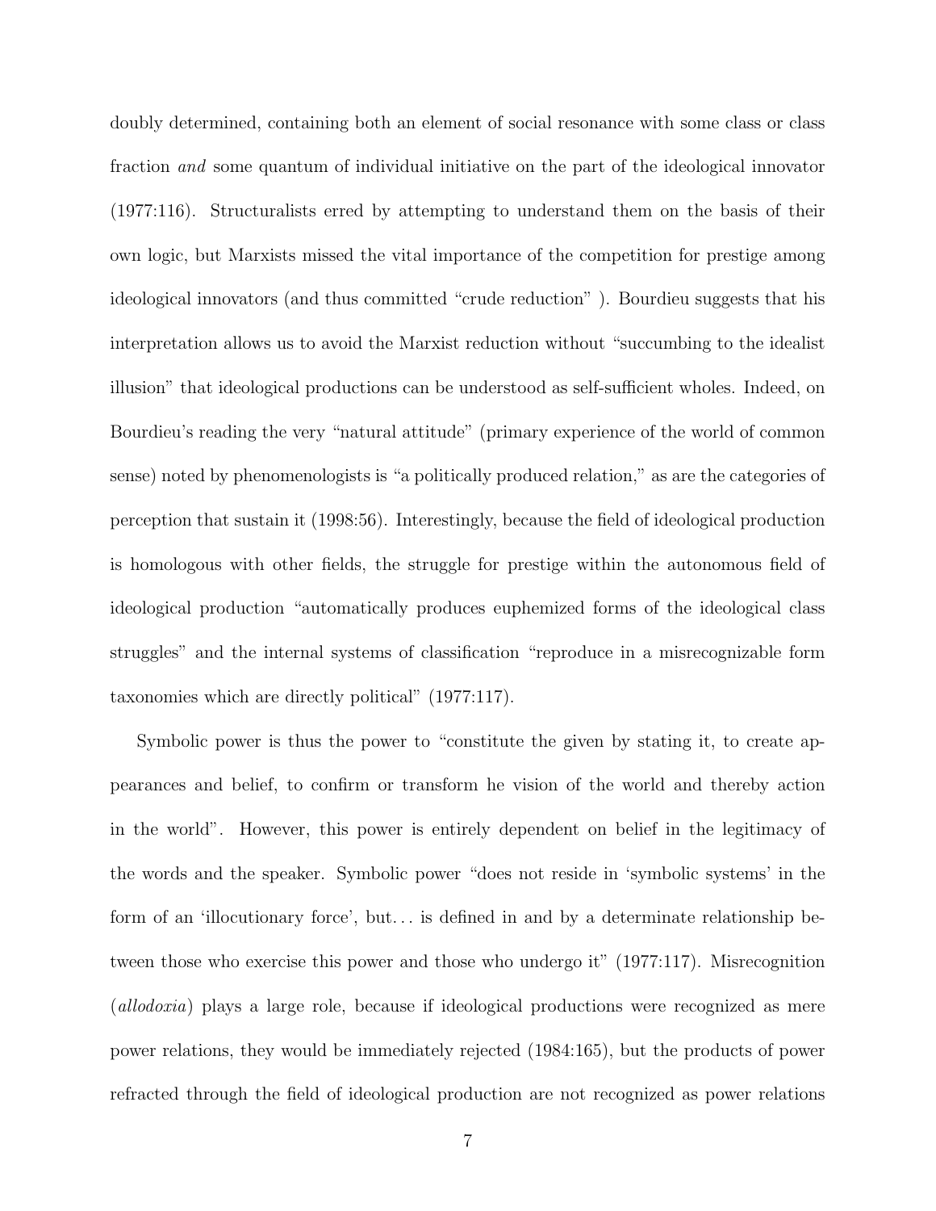doubly determined, containing both an element of social resonance with some class or class fraction *and* some quantum of individual initiative on the part of the ideological innovator (1977:116). Structuralists erred by attempting to understand them on the basis of their own logic, but Marxists missed the vital importance of the competition for prestige among ideological innovators (and thus committed "crude reduction" ). Bourdieu suggests that his interpretation allows us to avoid the Marxist reduction without "succumbing to the idealist illusion" that ideological productions can be understood as self-sufficient wholes. Indeed, on Bourdieu's reading the very "natural attitude" (primary experience of the world of common sense) noted by phenomenologists is "a politically produced relation," as are the categories of perception that sustain it (1998:56). Interestingly, because the field of ideological production is homologous with other fields, the struggle for prestige within the autonomous field of ideological production "automatically produces euphemized forms of the ideological class struggles" and the internal systems of classification "reproduce in a misrecognizable form taxonomies which are directly political" (1977:117).

Symbolic power is thus the power to "constitute the given by stating it, to create appearances and belief, to confirm or transform he vision of the world and thereby action in the world". However, this power is entirely dependent on belief in the legitimacy of the words and the speaker. Symbolic power "does not reside in 'symbolic systems' in the form of an 'illocutionary force', but... is defined in and by a determinate relationship between those who exercise this power and those who undergo it" (1977:117). Misrecognition (*allodoxia*) plays a large role, because if ideological productions were recognized as mere power relations, they would be immediately rejected (1984:165), but the products of power refracted through the field of ideological production are not recognized as power relations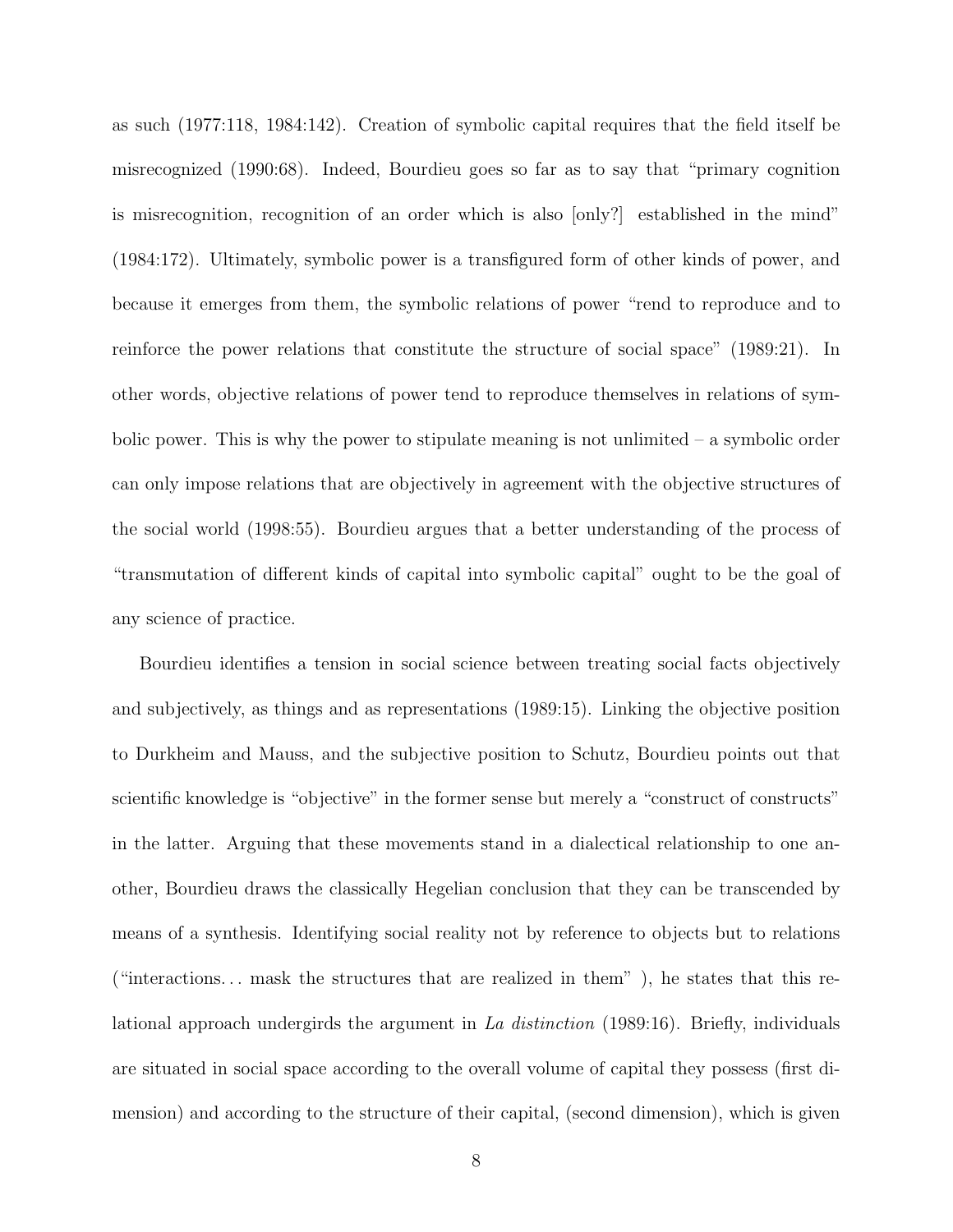as such (1977:118, 1984:142). Creation of symbolic capital requires that the field itself be misrecognized (1990:68). Indeed, Bourdieu goes so far as to say that "primary cognition is misrecognition, recognition of an order which is also [only?] established in the mind" (1984:172). Ultimately, symbolic power is a transfigured form of other kinds of power, and because it emerges from them, the symbolic relations of power "rend to reproduce and to reinforce the power relations that constitute the structure of social space" (1989:21). In other words, objective relations of power tend to reproduce themselves in relations of symbolic power. This is why the power to stipulate meaning is not unlimited – a symbolic order can only impose relations that are objectively in agreement with the objective structures of the social world (1998:55). Bourdieu argues that a better understanding of the process of "transmutation of different kinds of capital into symbolic capital" ought to be the goal of any science of practice.

Bourdieu identifies a tension in social science between treating social facts objectively and subjectively, as things and as representations (1989:15). Linking the objective position to Durkheim and Mauss, and the subjective position to Schutz, Bourdieu points out that scientific knowledge is "objective" in the former sense but merely a "construct of constructs" in the latter. Arguing that these movements stand in a dialectical relationship to one another, Bourdieu draws the classically Hegelian conclusion that they can be transcended by means of a synthesis. Identifying social reality not by reference to objects but to relations ("interactions... mask the structures that are realized in them" ), he states that this relational approach undergirds the argument in *La distinction* (1989:16). Briefly, individuals are situated in social space according to the overall volume of capital they possess (first dimension) and according to the structure of their capital, (second dimension), which is given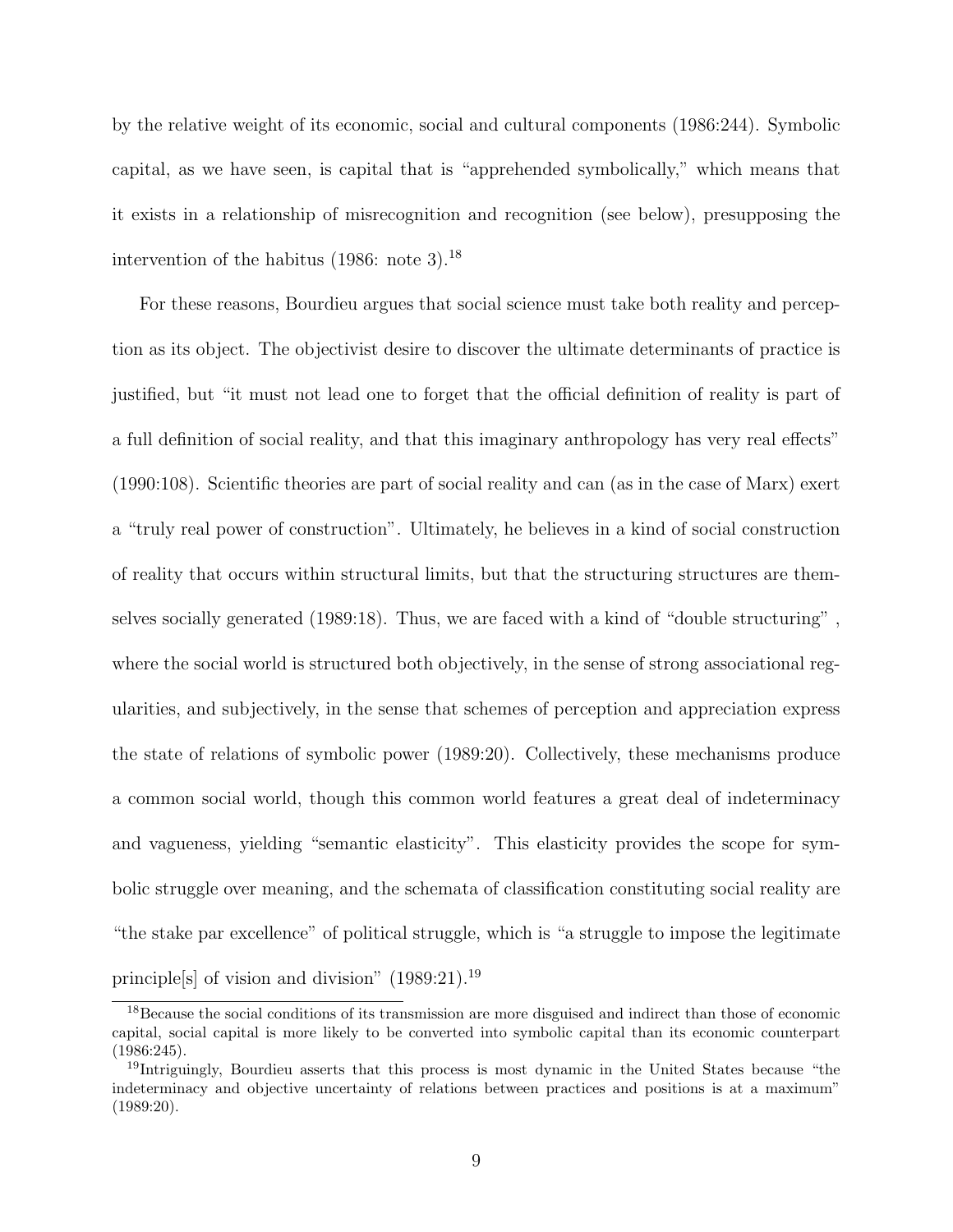by the relative weight of its economic, social and cultural components (1986:244). Symbolic capital, as we have seen, is capital that is "apprehended symbolically," which means that it exists in a relationship of misrecognition and recognition (see below), presupposing the intervention of the habitus (1986: note 3).[18]

For these reasons, Bourdieu argues that social science must take both reality and perception as its object. The objectivist desire to discover the ultimate determinants of practice is justified, but "it must not lead one to forget that the official definition of reality is part of a full definition of social reality, and that this imaginary anthropology has very real effects" (1990:108). Scientific theories are part of social reality and can (as in the case of Marx) exert a "truly real power of construction". Ultimately, he believes in a kind of social construction of reality that occurs within structural limits, but that the structuring structures are themselves socially generated (1989:18). Thus, we are faced with a kind of "double structuring" , where the social world is structured both objectively, in the sense of strong associational regularities, and subjectively, in the sense that schemes of perception and appreciation express the state of relations of symbolic power (1989:20). Collectively, these mechanisms produce a common social world, though this common world features a great deal of indeterminacy and vagueness, yielding "semantic elasticity". This elasticity provides the scope for symbolic struggle over meaning, and the schemata of classification constituting social reality are "the stake par excellence" of political struggle, which is "a struggle to impose the legitimate principle[s] of vision and division" (1989:21).[19]

---

[18] Because the social conditions of its transmission are more disguised and indirect than those of economic capital, social capital is more likely to be converted into symbolic capital than its economic counterpart (1986:245).

[19] Intriguingly, Bourdieu asserts that this process is most dynamic in the United States because "the indeterminacy and objective uncertainty of relations between practices and positions is at a maximum" (1989:20).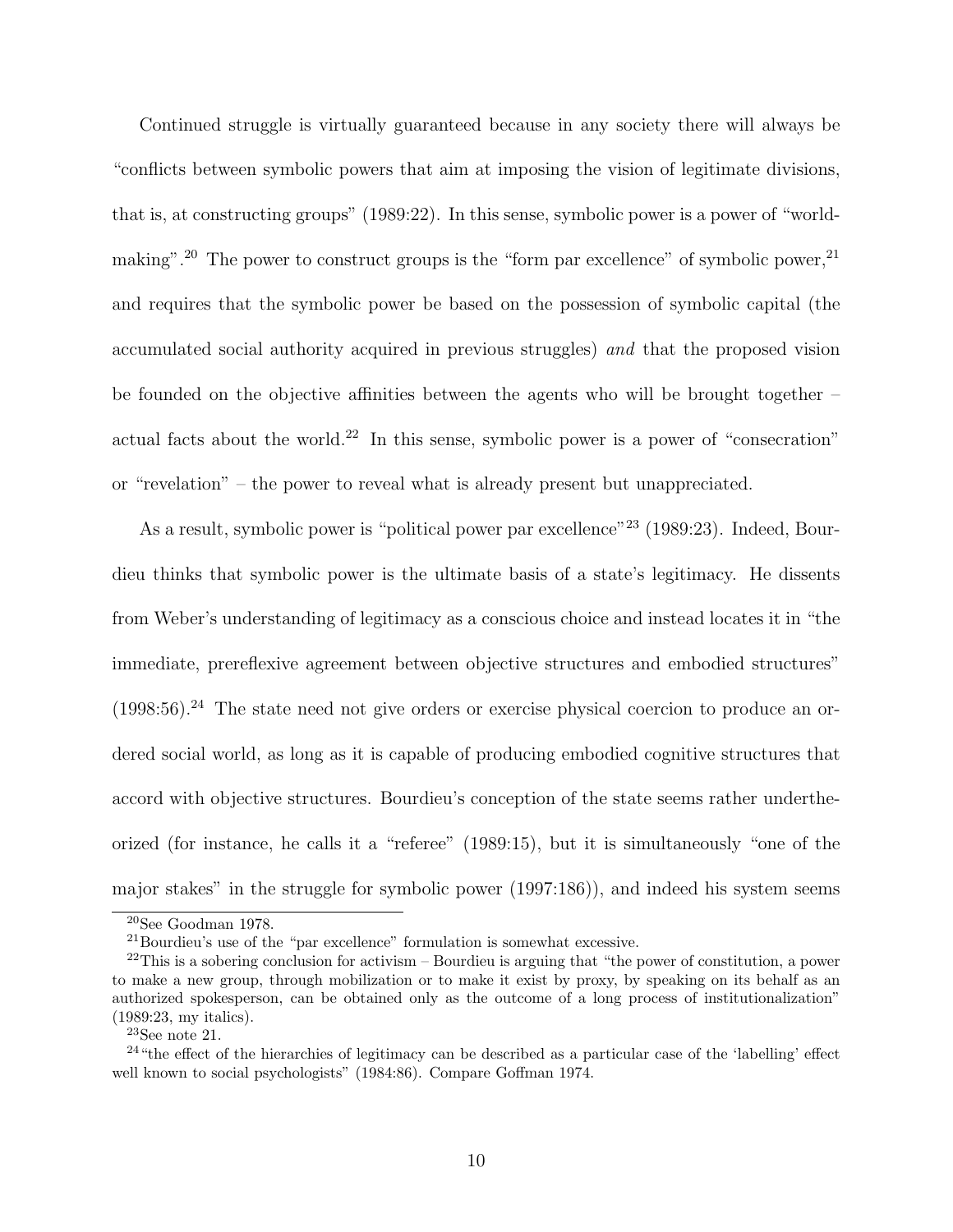Continued struggle is virtually guaranteed because in any society there will always be "conflicts between symbolic powers that aim at imposing the vision of legitimate divisions, that is, at constructing groups" (1989:22). In this sense, symbolic power is a power of "world-making".[20] The power to construct groups is the "form par excellence" of symbolic power,[21] and requires that the symbolic power be based on the possession of symbolic capital (the accumulated social authority acquired in previous struggles) *and* that the proposed vision be founded on the objective affinities between the agents who will be brought together – actual facts about the world.[22] In this sense, symbolic power is a power of "consecration" or "revelation" – the power to reveal what is already present but unappreciated.

As a result, symbolic power is "political power par excellence"[23] (1989:23). Indeed, Bourdieu thinks that symbolic power is the ultimate basis of a state's legitimacy. He dissents from Weber's understanding of legitimacy as a conscious choice and instead locates it in "the immediate, prereflexive agreement between objective structures and embodied structures" (1998:56).[24] The state need not give orders or exercise physical coercion to produce an ordered social world, as long as it is capable of producing embodied cognitive structures that accord with objective structures. Bourdieu's conception of the state seems rather undertheorized (for instance, he calls it a "referee" (1989:15), but it is simultaneously "one of the major stakes" in the struggle for symbolic power (1997:186)), and indeed his system seems

---

[20] See Goodman 1978.

[21] Bourdieu's use of the "par excellence" formulation is somewhat excessive.

[22] This is a sobering conclusion for activism – Bourdieu is arguing that "the power of constitution, a power to make a new group, through mobilization or to make it exist by proxy, by speaking on its behalf as an authorized spokesperson, can be obtained only as the outcome of a long process of institutionalization" (1989:23, my italics).

[23] See note 21.

[24] "the effect of the hierarchies of legitimacy can be described as a particular case of the 'labelling' effect well known to social psychologists" (1984:86). Compare Goffman 1974.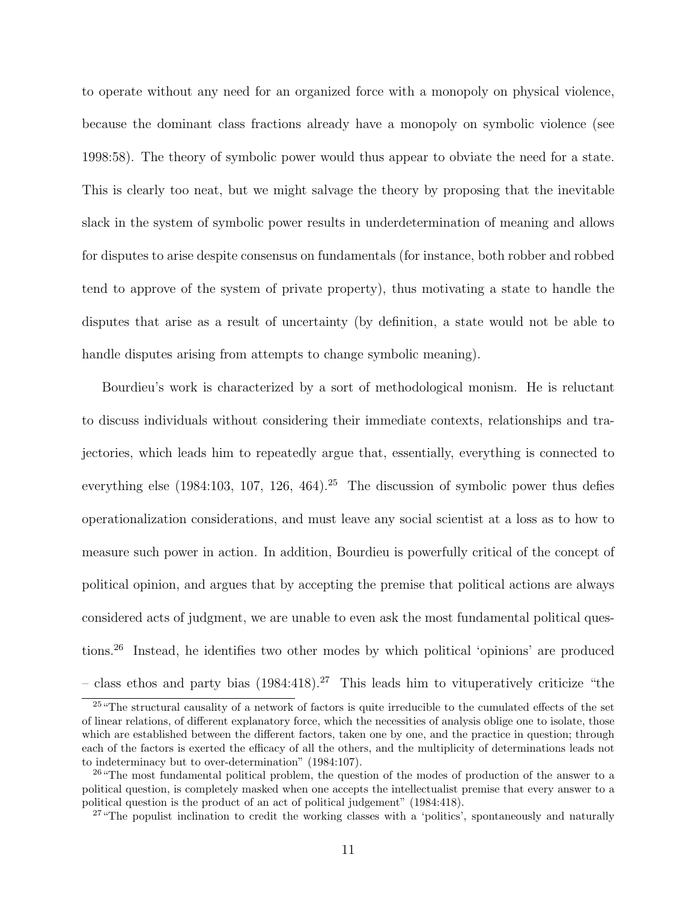to operate without any need for an organized force with a monopoly on physical violence, because the dominant class fractions already have a monopoly on symbolic violence (see 1998:58). The theory of symbolic power would thus appear to obviate the need for a state. This is clearly too neat, but we might salvage the theory by proposing that the inevitable slack in the system of symbolic power results in underdetermination of meaning and allows for disputes to arise despite consensus on fundamentals (for instance, both robber and robbed tend to approve of the system of private property), thus motivating a state to handle the disputes that arise as a result of uncertainty (by definition, a state would not be able to handle disputes arising from attempts to change symbolic meaning).

Bourdieu's work is characterized by a sort of methodological monism. He is reluctant to discuss individuals without considering their immediate contexts, relationships and trajectories, which leads him to repeatedly argue that, essentially, everything is connected to everything else (1984:103, 107, 126, 464).[25] The discussion of symbolic power thus defies operationalization considerations, and must leave any social scientist at a loss as to how to measure such power in action. In addition, Bourdieu is powerfully critical of the concept of political opinion, and argues that by accepting the premise that political actions are always considered acts of judgment, we are unable to even ask the most fundamental political questions.[26] Instead, he identifies two other modes by which political 'opinions' are produced – class ethos and party bias (1984:418).[27] This leads him to vituperatively criticize "the

---

[25] "The structural causality of a network of factors is quite irreducible to the cumulated effects of the set of linear relations, of different explanatory force, which the necessities of analysis oblige one to isolate, those which are established between the different factors, taken one by one, and the practice in question; through each of the factors is exerted the efficacy of all the others, and the multiplicity of determinations leads not to indeterminacy but to over-determination" (1984:107).

[26] "The most fundamental political problem, the question of the modes of production of the answer to a political question, is completely masked when one accepts the intellectualist premise that every answer to a political question is the product of an act of political judgement" (1984:418).

[27] "The populist inclination to credit the working classes with a 'politics', spontaneously and naturally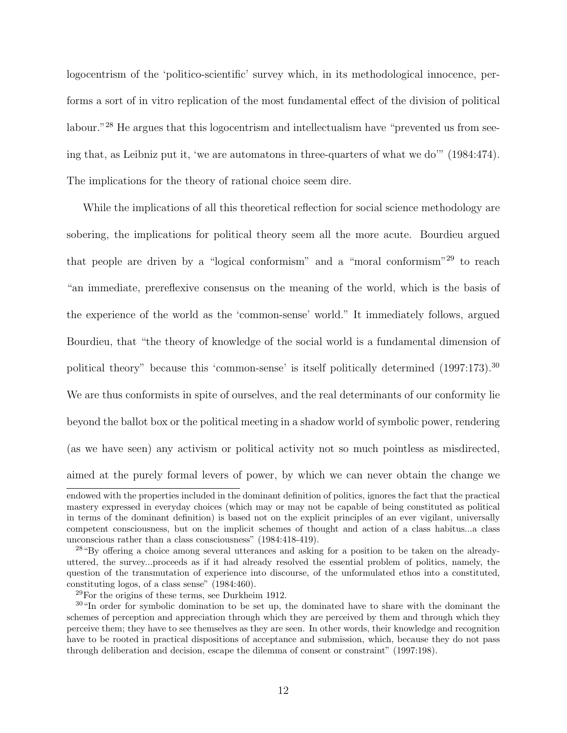logocentrism of the 'politico-scientific' survey which, in its methodological innocence, performs a sort of in vitro replication of the most fundamental effect of the division of political labour."[28] He argues that this logocentrism and intellectualism have "prevented us from seeing that, as Leibniz put it, 'we are automatons in three-quarters of what we do'" (1984:474). The implications for the theory of rational choice seem dire.

While the implications of all this theoretical reflection for social science methodology are sobering, the implications for political theory seem all the more acute. Bourdieu argued that people are driven by a "logical conformism" and a "moral conformism"[29] to reach "an immediate, prereflexive consensus on the meaning of the world, which is the basis of the experience of the world as the 'common-sense' world." It immediately follows, argued Bourdieu, that "the theory of knowledge of the social world is a fundamental dimension of political theory" because this 'common-sense' is itself politically determined (1997:173).[30] We are thus conformists in spite of ourselves, and the real determinants of our conformity lie beyond the ballot box or the political meeting in a shadow world of symbolic power, rendering (as we have seen) any activism or political activity not so much pointless as misdirected, aimed at the purely formal levers of power, by which we can never obtain the change we

---

endowed with the properties included in the dominant definition of politics, ignores the fact that the practical mastery expressed in everyday choices (which may or may not be capable of being constituted as political in terms of the dominant definition) is based not on the explicit principles of an ever vigilant, universally competent consciousness, but on the implicit schemes of thought and action of a class habitus...a class unconscious rather than a class consciousness" (1984:418-419).

[28] "By offering a choice among several utterances and asking for a position to be taken on the already-uttered, the survey...proceeds as if it had already resolved the essential problem of politics, namely, the question of the transmutation of experience into discourse, of the unformulated ethos into a constituted, constituting logos, of a class sense" (1984:460).

[29] For the origins of these terms, see Durkheim 1912.

[30] "In order for symbolic domination to be set up, the dominated have to share with the dominant the schemes of perception and appreciation through which they are perceived by them and through which they perceive them; they have to see themselves as they are seen. In other words, their knowledge and recognition have to be rooted in practical dispositions of acceptance and submission, which, because they do not pass through deliberation and decision, escape the dilemma of consent or constraint" (1997:198).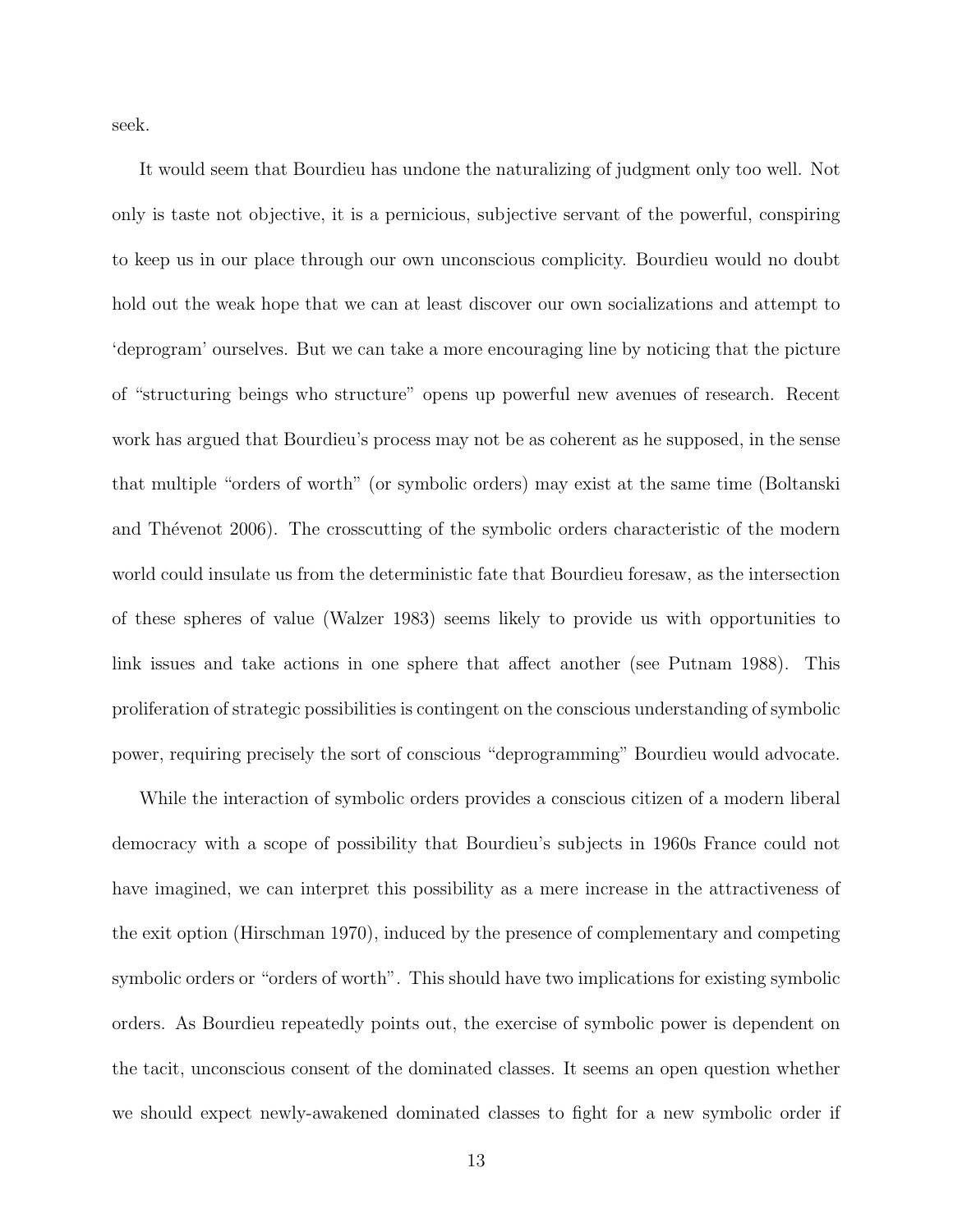seek.

It would seem that Bourdieu has undone the naturalizing of judgment only too well. Not only is taste not objective, it is a pernicious, subjective servant of the powerful, conspiring to keep us in our place through our own unconscious complicity. Bourdieu would no doubt hold out the weak hope that we can at least discover our own socializations and attempt to 'deprogram' ourselves. But we can take a more encouraging line by noticing that the picture of "structuring beings who structure" opens up powerful new avenues of research. Recent work has argued that Bourdieu's process may not be as coherent as he supposed, in the sense that multiple "orders of worth" (or symbolic orders) may exist at the same time (Boltanski and Thévenot 2006). The crosscutting of the symbolic orders characteristic of the modern world could insulate us from the deterministic fate that Bourdieu foresaw, as the intersection of these spheres of value (Walzer 1983) seems likely to provide us with opportunities to link issues and take actions in one sphere that affect another (see Putnam 1988). This proliferation of strategic possibilities is contingent on the conscious understanding of symbolic power, requiring precisely the sort of conscious "deprogramming" Bourdieu would advocate.

While the interaction of symbolic orders provides a conscious citizen of a modern liberal democracy with a scope of possibility that Bourdieu's subjects in 1960s France could not have imagined, we can interpret this possibility as a mere increase in the attractiveness of the exit option (Hirschman 1970), induced by the presence of complementary and competing symbolic orders or "orders of worth". This should have two implications for existing symbolic orders. As Bourdieu repeatedly points out, the exercise of symbolic power is dependent on the tacit, unconscious consent of the dominated classes. It seems an open question whether we should expect newly-awakened dominated classes to fight for a new symbolic order if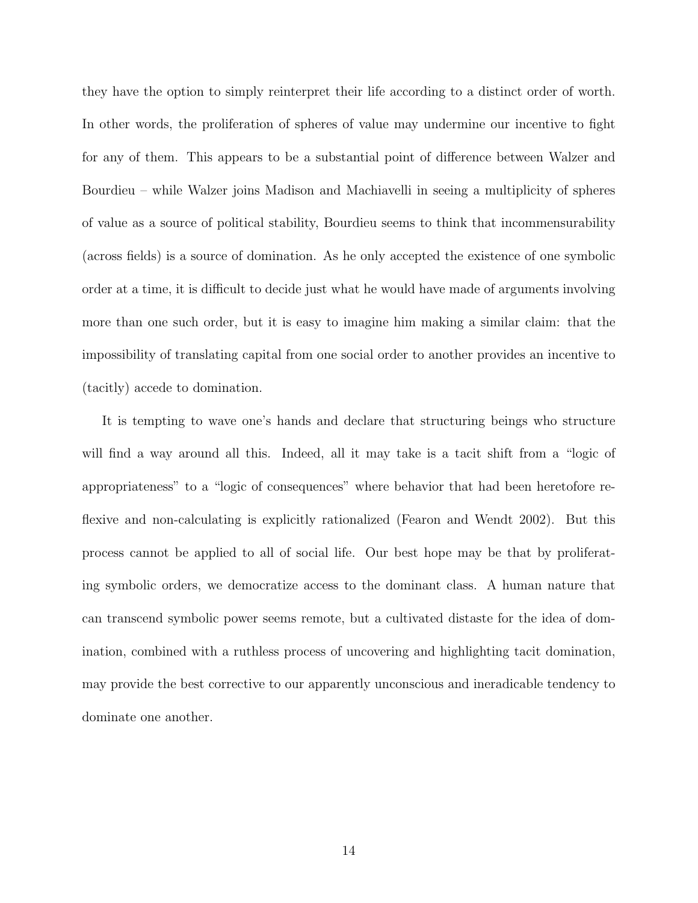they have the option to simply reinterpret their life according to a distinct order of worth. In other words, the proliferation of spheres of value may undermine our incentive to fight for any of them. This appears to be a substantial point of difference between Walzer and Bourdieu – while Walzer joins Madison and Machiavelli in seeing a multiplicity of spheres of value as a source of political stability, Bourdieu seems to think that incommensurability (across fields) is a source of domination. As he only accepted the existence of one symbolic order at a time, it is difficult to decide just what he would have made of arguments involving more than one such order, but it is easy to imagine him making a similar claim: that the impossibility of translating capital from one social order to another provides an incentive to (tacitly) accede to domination.

It is tempting to wave one's hands and declare that structuring beings who structure will find a way around all this. Indeed, all it may take is a tacit shift from a "logic of appropriateness" to a "logic of consequences" where behavior that had been heretofore reflexive and non-calculating is explicitly rationalized (Fearon and Wendt 2002). But this process cannot be applied to all of social life. Our best hope may be that by proliferating symbolic orders, we democratize access to the dominant class. A human nature that can transcend symbolic power seems remote, but a cultivated distaste for the idea of domination, combined with a ruthless process of uncovering and highlighting tacit domination, may provide the best corrective to our apparently unconscious and ineradicable tendency to dominate one another.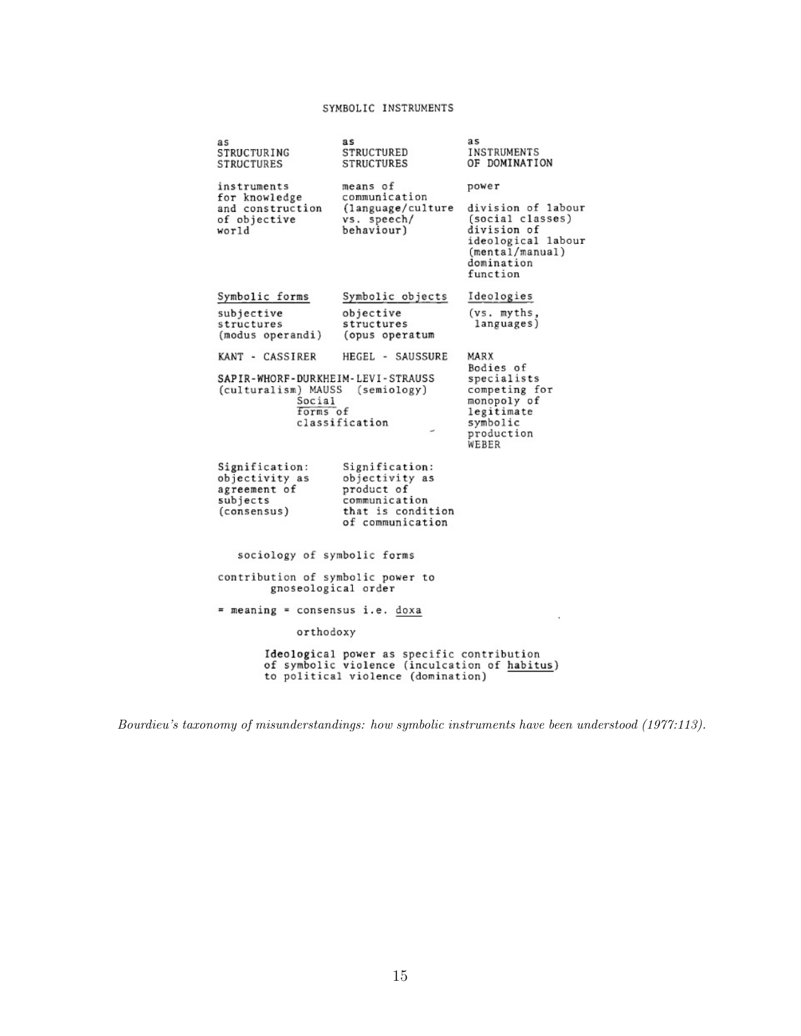SYMBOLIC INSTRUMENTS

| as STRUCTURING STRUCTURES | as STRUCTURED STRUCTURES | as INSTRUMENTS OF DOMINATION |
|---|---|---|
| instruments for knowledge and construction of objective world | means of communication (language/culture vs. speech/ behaviour) | power<br><br>division of labour (social classes) division of ideological labour (mental/manual) domination function |
| <u>Symbolic forms</u><br>subjective structures (modus operandi) | <u>Symbolic objects</u><br>objective structures (opus operatum | <u>Ideologies</u><br>(vs. myths, languages) |
| KANT - CASSIRER | HEGEL - SAUSSURE | MARX<br>Bodies of specialists competing for monopoly of legitimate symbolic production<br>WEBER |
| SAPIR-WHORF-DURKHEIM-LEVI-STRAUSS (culturalism) MAUSS (semiology)<br><u>Social</u> forms of classification | | |
| Signification: objectivity as agreement of subjects (consensus) | Signification: objectivity as product of communication that is condition of communication | |

sociology of symbolic forms

contribution of symbolic power to gnoseological order

= meaning = consensus i.e. <u>doxa</u>

orthodoxy

**Ideological** power as specific contribution of symbolic violence (inculcation of <u>habitus</u>) to political violence (domination)

*Bourdieu's taxonomy of misunderstandings: how symbolic instruments have been understood (1977:113).*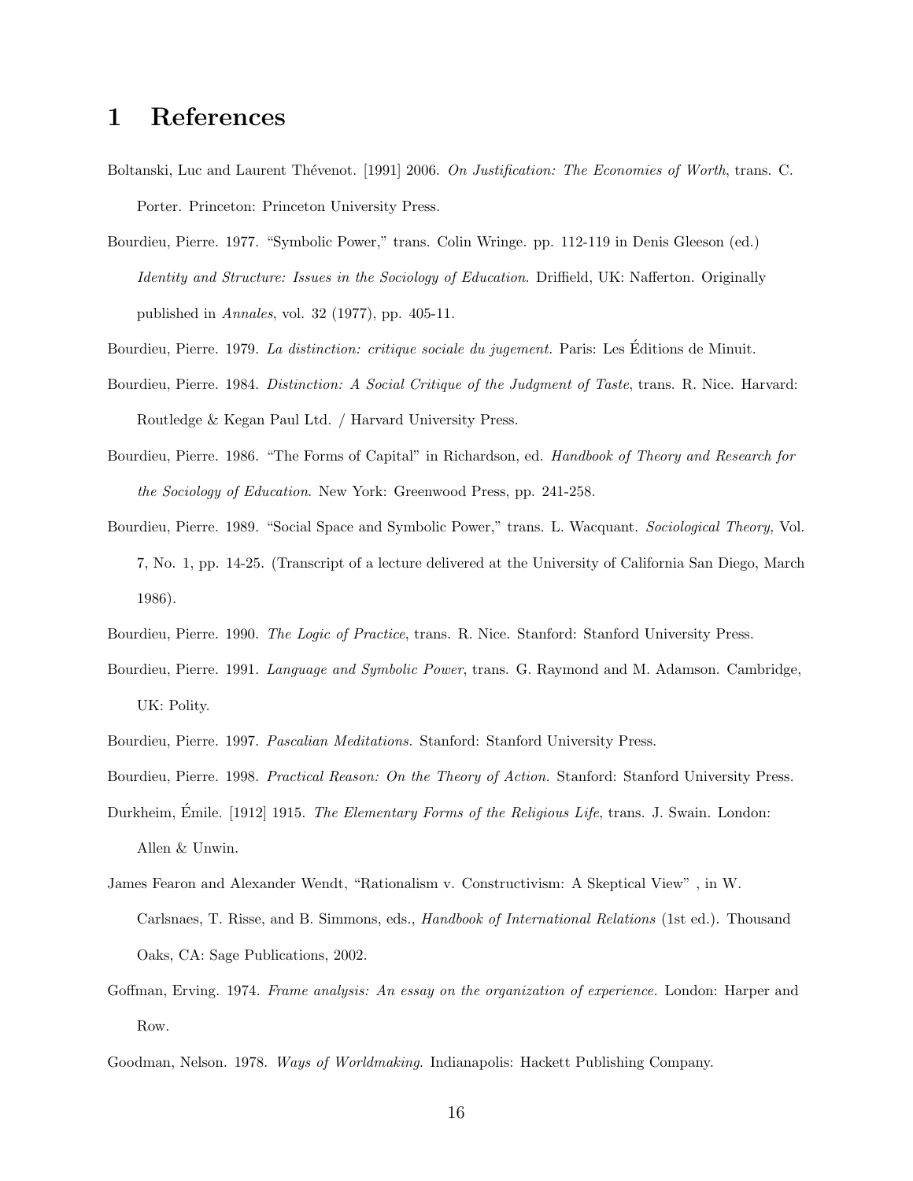# 1 References

Boltanski, Luc and Laurent Thévenot. [1991] 2006. *On Justification: The Economies of Worth*, trans. C. Porter. Princeton: Princeton University Press.

Bourdieu, Pierre. 1977. "Symbolic Power," trans. Colin Wringe. pp. 112-119 in Denis Gleeson (ed.) *Identity and Structure: Issues in the Sociology of Education*. Driffield, UK: Nafferton. Originally published in *Annales*, vol. 32 (1977), pp. 405-11.

Bourdieu, Pierre. 1979. *La distinction: critique sociale du jugement.* Paris: Les Éditions de Minuit.

Bourdieu, Pierre. 1984. *Distinction: A Social Critique of the Judgment of Taste*, trans. R. Nice. Harvard: Routledge & Kegan Paul Ltd. / Harvard University Press.

Bourdieu, Pierre. 1986. "The Forms of Capital" in Richardson, ed. *Handbook of Theory and Research for the Sociology of Education*. New York: Greenwood Press, pp. 241-258.

Bourdieu, Pierre. 1989. "Social Space and Symbolic Power," trans. L. Wacquant. *Sociological Theory,* Vol. 7, No. 1, pp. 14-25. (Transcript of a lecture delivered at the University of California San Diego, March 1986).

Bourdieu, Pierre. 1990. *The Logic of Practice*, trans. R. Nice. Stanford: Stanford University Press.

Bourdieu, Pierre. 1991. *Language and Symbolic Power*, trans. G. Raymond and M. Adamson. Cambridge, UK: Polity.

Bourdieu, Pierre. 1997. *Pascalian Meditations.* Stanford: Stanford University Press.

Bourdieu, Pierre. 1998. *Practical Reason: On the Theory of Action.* Stanford: Stanford University Press.

Durkheim, Émile. [1912] 1915. *The Elementary Forms of the Religious Life*, trans. J. Swain. London: Allen & Unwin.

James Fearon and Alexander Wendt, "Rationalism v. Constructivism: A Skeptical View" , in W. Carlsnaes, T. Risse, and B. Simmons, eds., *Handbook of International Relations* (1st ed.). Thousand Oaks, CA: Sage Publications, 2002.

Goffman, Erving. 1974. *Frame analysis: An essay on the organization of experience.* London: Harper and Row.

Goodman, Nelson. 1978. *Ways of Worldmaking*. Indianapolis: Hackett Publishing Company.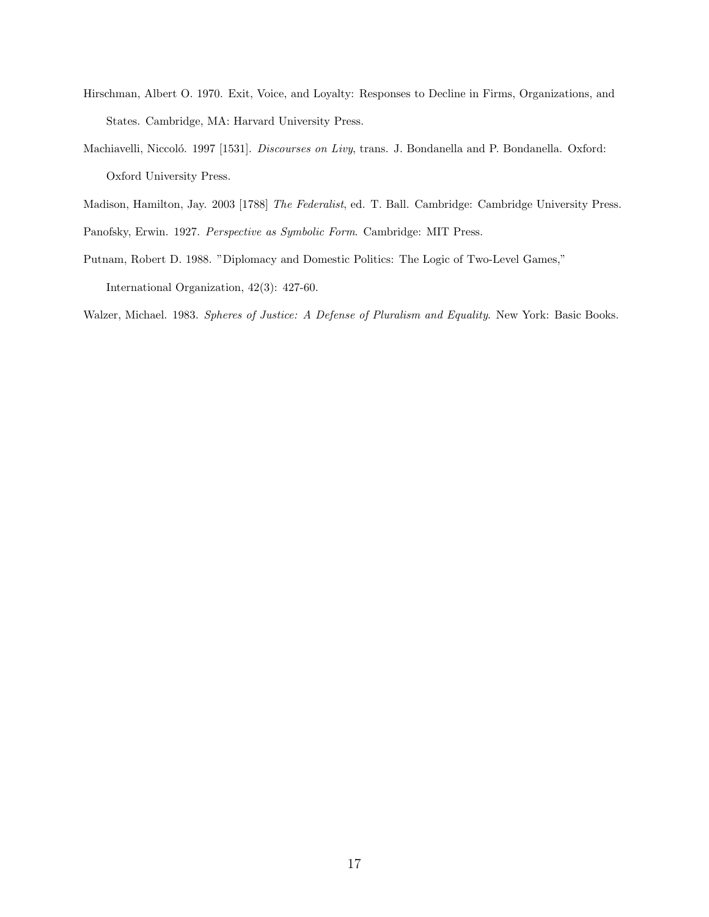Hirschman, Albert O. 1970. Exit, Voice, and Loyalty: Responses to Decline in Firms, Organizations, and States. Cambridge, MA: Harvard University Press.

Machiavelli, Niccoló. 1997 [1531]. *Discourses on Livy*, trans. J. Bondanella and P. Bondanella. Oxford: Oxford University Press.

Madison, Hamilton, Jay. 2003 [1788] *The Federalist*, ed. T. Ball. Cambridge: Cambridge University Press.

Panofsky, Erwin. 1927. *Perspective as Symbolic Form*. Cambridge: MIT Press.

Putnam, Robert D. 1988. "Diplomacy and Domestic Politics: The Logic of Two-Level Games," International Organization, 42(3): 427-60.

Walzer, Michael. 1983. *Spheres of Justice: A Defense of Pluralism and Equality*. New York: Basic Books.